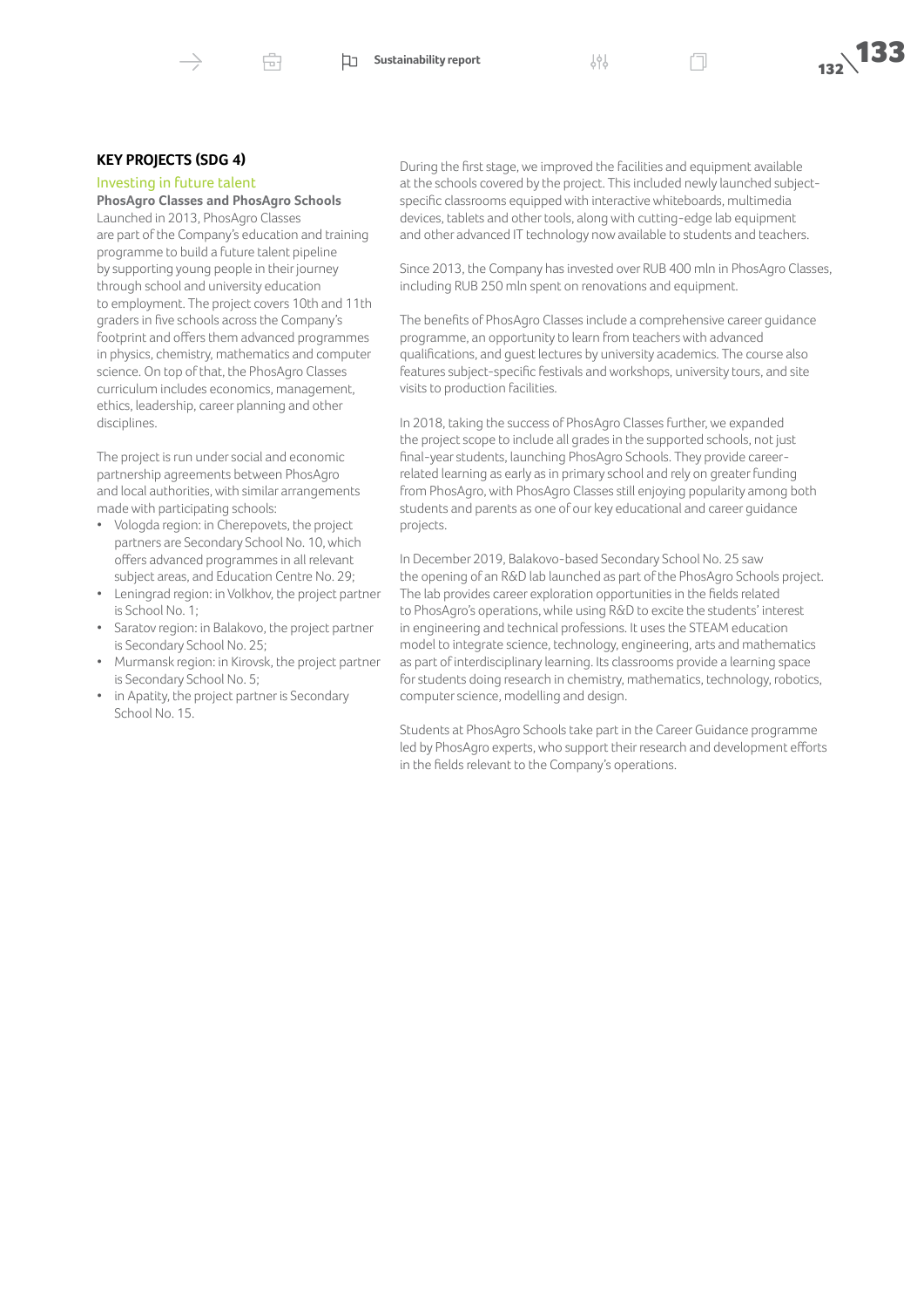## KEY PROJECTS (SDG 4)

### Investing in future talent

**PhosAgro Classes and PhosAgro Schools**

Launched in 2013, PhosAgro Classes are part of the Company's education and training programme to build a future talent pipeline by supporting young people in their journey through school and university education to employment. The project covers 10th and 11th graders in five schools across the Company's footprint and offers them advanced programmes in physics, chemistry, mathematics and computer science. On top of that, the PhosAgro Classes curriculum includes economics, management, ethics, leadership, career planning and other disciplines.

The project is run under social and economic partnership agreements between PhosAgro and local authorities, with similar arrangements made with participating schools:

- Vologda region: in Cherepovets, the project partners are Secondary School No. 10, which offers advanced programmes in all relevant subject areas, and Education Centre No. 29;
- Leningrad region: in Volkhov, the project partner is School No. 1;
- Saratov region: in Balakovo, the project partner is Secondary School No. 25;
- Murmansk region: in Kirovsk, the project partner is Secondary School No. 5;
- in Apatity, the project partner is Secondary School No. 15.

During the first stage, we improved the facilities and equipment available at the schools covered by the project. This included newly launched subject-specific classrooms equipped with interactive whiteboards, multimedia devices, tablets and other tools, along with cutting-edge lab equipment and other advanced IT technology now available to students and teachers.

Since 2013, the Company has invested over RUB 400 mln in PhosAgro Classes, including RUB 250 mln spent on renovations and equipment.

The benefits of PhosAgro Classes include a comprehensive career guidance programme, an opportunity to learn from teachers with advanced qualifications, and guest lectures by university academics. The course also features subject-specific festivals and workshops, university tours, and site visits to production facilities.

In 2018, taking the success of PhosAgro Classes further, we expanded the project scope to include all grades in the supported schools, not just final-year students, launching PhosAgro Schools. They provide career-related learning as early as in primary school and rely on greater funding from PhosAgro, with PhosAgro Classes still enjoying popularity among both students and parents as one of our key educational and career guidance projects.

In December 2019, Balakovo-based Secondary School No. 25 saw the opening of an R&D lab launched as part of the PhosAgro Schools project. The lab provides career exploration opportunities in the fields related to PhosAgro's operations, while using R&D to excite the students' interest in engineering and technical professions. It uses the STEAM education model to integrate science, technology, engineering, arts and mathematics as part of interdisciplinary learning. Its classrooms provide a learning space for students doing research in chemistry, mathematics, technology, robotics, computer science, modelling and design.

Students at PhosAgro Schools take part in the Career Guidance programme led by PhosAgro experts, who support their research and development efforts in the fields relevant to the Company's operations.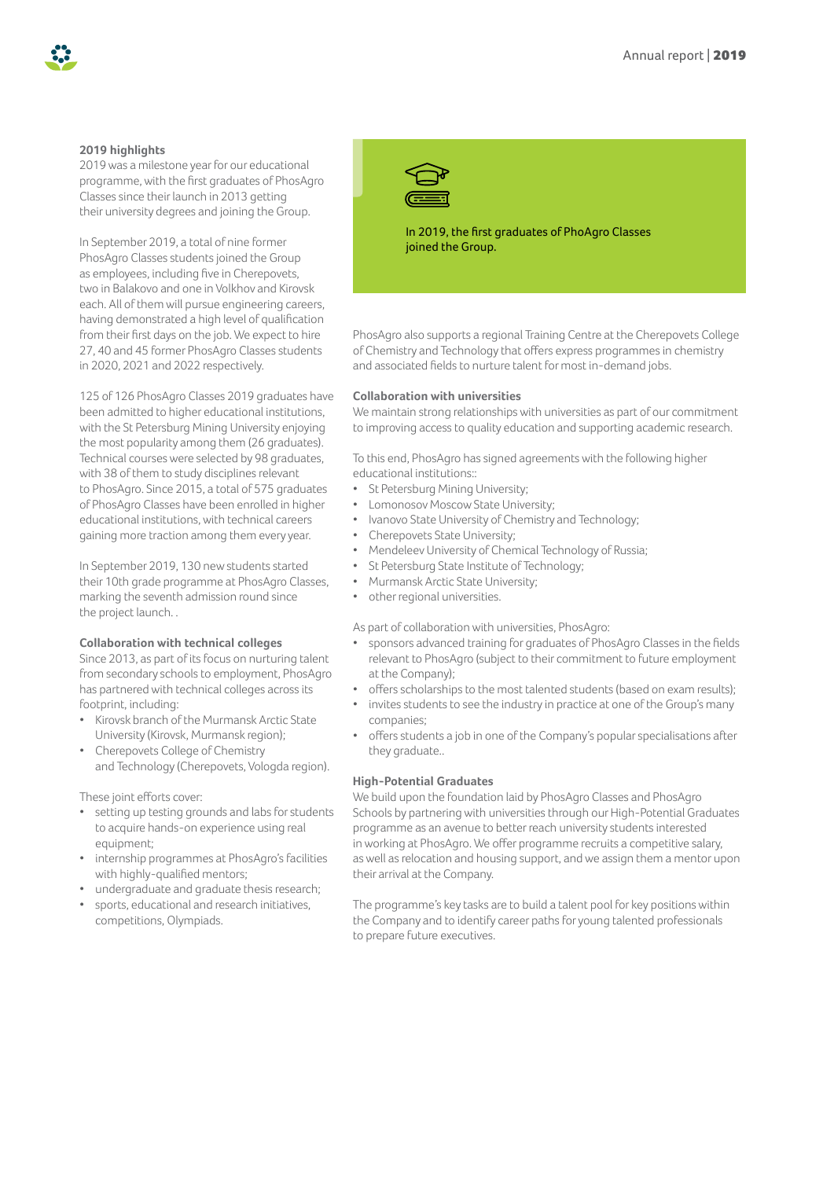### 2019 highlights

2019 was a milestone year for our educational programme, with the first graduates of PhosAgro Classes since their launch in 2013 getting their university degrees and joining the Group.

In September 2019, a total of nine former PhosAgro Classes students joined the Group as employees, including five in Cherepovets, two in Balakovo and one in Volkhov and Kirovsk each. All of them will pursue engineering careers, having demonstrated a high level of qualification from their first days on the job. We expect to hire 27, 40 and 45 former PhosAgro Classes students in 2020, 2021 and 2022 respectively.

125 of 126 PhosAgro Classes 2019 graduates have been admitted to higher educational institutions, with the St Petersburg Mining University enjoying the most popularity among them (26 graduates). Technical courses were selected by 98 graduates, with 38 of them to study disciplines relevant to PhosAgro. Since 2015, a total of 575 graduates of PhosAgro Classes have been enrolled in higher educational institutions, with technical careers gaining more traction among them every year.

In September 2019, 130 new students started their 10th grade programme at PhosAgro Classes, marking the seventh admission round since the project launch. .

### Collaboration with technical colleges

Since 2013, as part of its focus on nurturing talent from secondary schools to employment, PhosAgro has partnered with technical colleges across its footprint, including:

- Kirovsk branch of the Murmansk Arctic State University (Kirovsk, Murmansk region);
- Cherepovets College of Chemistry and Technology (Cherepovets, Vologda region).

These joint efforts cover:

- setting up testing grounds and labs for students to acquire hands-on experience using real equipment;
- internship programmes at PhosAgro's facilities with highly-qualified mentors;
- undergraduate and graduate thesis research;
- sports, educational and research initiatives, competitions, Olympiads.

In 2019, the first graduates of PhoAgro Classes joined the Group.

PhosAgro also supports a regional Training Centre at the Cherepovets College of Chemistry and Technology that offers express programmes in chemistry and associated fields to nurture talent for most in-demand jobs.

### Collaboration with universities

We maintain strong relationships with universities as part of our commitment to improving access to quality education and supporting academic research.

To this end, PhosAgro has signed agreements with the following higher educational institutions::

- St Petersburg Mining University;
- Lomonosov Moscow State University;
- Ivanovo State University of Chemistry and Technology;
- Cherepovets State University;
- Mendeleev University of Chemical Technology of Russia;
- St Petersburg State Institute of Technology;
- Murmansk Arctic State University;
- other regional universities.

As part of collaboration with universities, PhosAgro:

- sponsors advanced training for graduates of PhosAgro Classes in the fields relevant to PhosAgro (subject to their commitment to future employment at the Company);
- offers scholarships to the most talented students (based on exam results);
- invites students to see the industry in practice at one of the Group's many companies;
- offers students a job in one of the Company's popular specialisations after they graduate..

### High-Potential Graduates

We build upon the foundation laid by PhosAgro Classes and PhosAgro Schools by partnering with universities through our High-Potential Graduates programme as an avenue to better reach university students interested in working at PhosAgro. We offer programme recruits a competitive salary, as well as relocation and housing support, and we assign them a mentor upon their arrival at the Company.

The programme's key tasks are to build a talent pool for key positions within the Company and to identify career paths for young talented professionals to prepare future executives.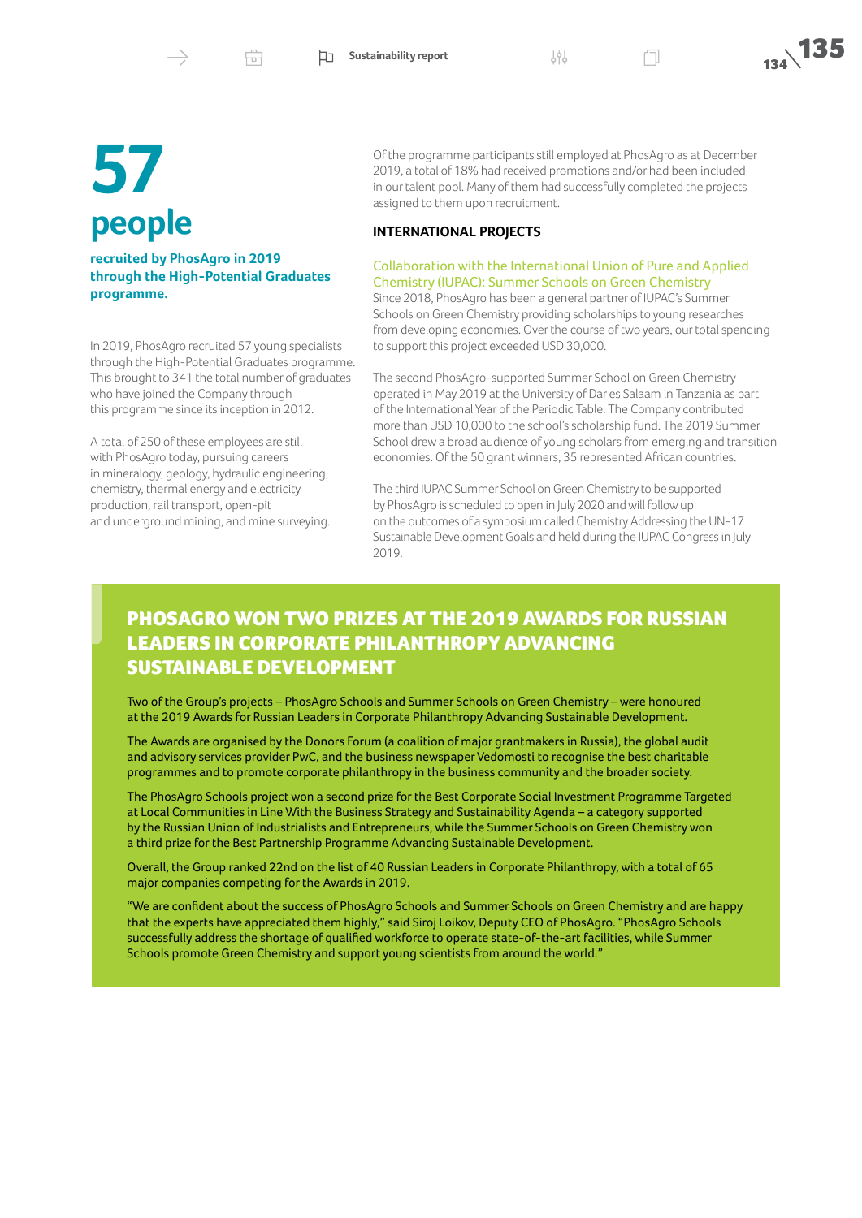# 57 people

**recruited by PhosAgro in 2019 through the High-Potential Graduates programme.**

In 2019, PhosAgro recruited 57 young specialists through the High-Potential Graduates programme. This brought to 341 the total number of graduates who have joined the Company through this programme since its inception in 2012.

A total of 250 of these employees are still with PhosAgro today, pursuing careers in mineralogy, geology, hydraulic engineering, chemistry, thermal energy and electricity production, rail transport, open-pit and underground mining, and mine surveying.

Of the programme participants still employed at PhosAgro as at December 2019, a total of 18% had received promotions and/or had been included in our talent pool. Many of them had successfully completed the projects assigned to them upon recruitment.

## INTERNATIONAL PROJECTS

### Collaboration with the International Union of Pure and Applied Chemistry (IUPAC): Summer Schools on Green Chemistry

Since 2018, PhosAgro has been a general partner of IUPAC's Summer Schools on Green Chemistry providing scholarships to young researches from developing economies. Over the course of two years, our total spending to support this project exceeded USD 30,000.

The second PhosAgro-supported Summer School on Green Chemistry operated in May 2019 at the University of Dar es Salaam in Tanzania as part of the International Year of the Periodic Table. The Company contributed more than USD 10,000 to the school's scholarship fund. The 2019 Summer School drew a broad audience of young scholars from emerging and transition economies. Of the 50 grant winners, 35 represented African countries.

The third IUPAC Summer School on Green Chemistry to be supported by PhosAgro is scheduled to open in July 2020 and will follow up on the outcomes of a symposium called Chemistry Addressing the UN-17 Sustainable Development Goals and held during the IUPAC Congress in July 2019.

## PHOSAGRO WON TWO PRIZES AT THE 2019 AWARDS FOR RUSSIAN LEADERS IN CORPORATE PHILANTHROPY ADVANCING SUSTAINABLE DEVELOPMENT

Two of the Group's projects – PhosAgro Schools and Summer Schools on Green Chemistry – were honoured at the 2019 Awards for Russian Leaders in Corporate Philanthropy Advancing Sustainable Development.

The Awards are organised by the Donors Forum (a coalition of major grantmakers in Russia), the global audit and advisory services provider PwC, and the business newspaper Vedomosti to recognise the best charitable programmes and to promote corporate philanthropy in the business community and the broader society.

The PhosAgro Schools project won a second prize for the Best Corporate Social Investment Programme Targeted at Local Communities in Line With the Business Strategy and Sustainability Agenda – a category supported by the Russian Union of Industrialists and Entrepreneurs, while the Summer Schools on Green Chemistry won a third prize for the Best Partnership Programme Advancing Sustainable Development.

Overall, the Group ranked 22nd on the list of 40 Russian Leaders in Corporate Philanthropy, with a total of 65 major companies competing for the Awards in 2019.

"We are confident about the success of PhosAgro Schools and Summer Schools on Green Chemistry and are happy that the experts have appreciated them highly," said Siroj Loikov, Deputy CEO of PhosAgro. "PhosAgro Schools successfully address the shortage of qualified workforce to operate state-of-the-art facilities, while Summer Schools promote Green Chemistry and support young scientists from around the world."